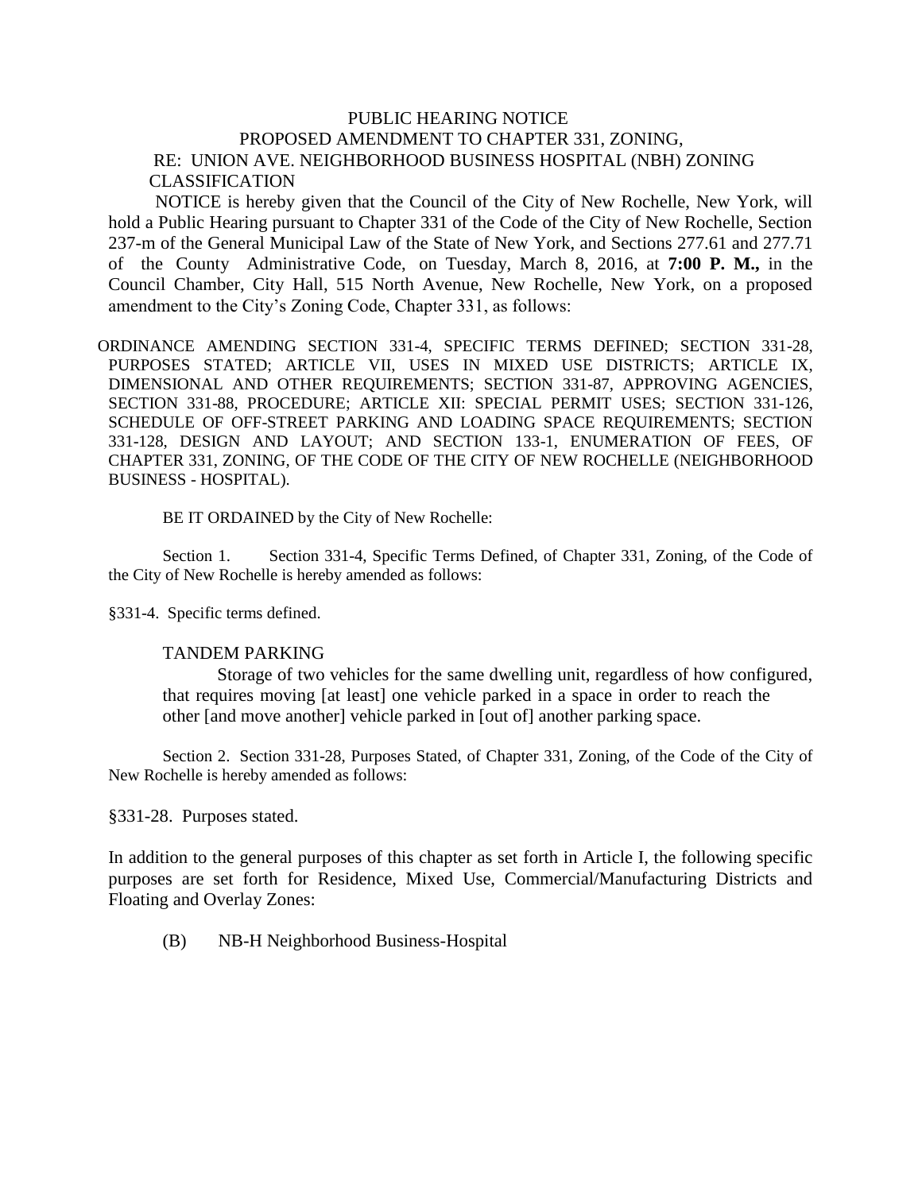# PUBLIC HEARING NOTICE

## PROPOSED AMENDMENT TO CHAPTER 331, ZONING,

## RE: UNION AVE. NEIGHBORHOOD BUSINESS HOSPITAL (NBH) ZONING CLASSIFICATION

NOTICE is hereby given that the Council of the City of New Rochelle, New York, will hold a Public Hearing pursuant to Chapter 331 of the Code of the City of New Rochelle, Section 237-m of the General Municipal Law of the State of New York, and Sections 277.61 and 277.71 of the County Administrative Code, on Tuesday, March 8, 2016, at **7:00 P. M.,** in the Council Chamber, City Hall, 515 North Avenue, New Rochelle, New York, on a proposed amendment to the City's Zoning Code, Chapter 331, as follows:

ORDINANCE AMENDING SECTION 331-4, SPECIFIC TERMS DEFINED; SECTION 331-28, PURPOSES STATED; ARTICLE VII, USES IN MIXED USE DISTRICTS; ARTICLE IX, DIMENSIONAL AND OTHER REQUIREMENTS; SECTION 331-87, APPROVING AGENCIES, SECTION 331-88, PROCEDURE; ARTICLE XII: SPECIAL PERMIT USES; SECTION 331-126, SCHEDULE OF OFF-STREET PARKING AND LOADING SPACE REQUIREMENTS; SECTION 331-128, DESIGN AND LAYOUT; AND SECTION 133-1, ENUMERATION OF FEES, OF CHAPTER 331, ZONING, OF THE CODE OF THE CITY OF NEW ROCHELLE (NEIGHBORHOOD BUSINESS - HOSPITAL).

BE IT ORDAINED by the City of New Rochelle:

Section 1. Section 331-4, Specific Terms Defined, of Chapter 331, Zoning, of the Code of the City of New Rochelle is hereby amended as follows:

§331-4. Specific terms defined.

TANDEM PARKING

Storage of two vehicles for the same dwelling unit, regardless of how configured, that requires moving [at least] one vehicle parked in a space in order to reach the other [and move another] vehicle parked in [out of] another parking space.

Section 2. Section 331-28, Purposes Stated, of Chapter 331, Zoning, of the Code of the City of New Rochelle is hereby amended as follows:

§331-28. Purposes stated.

In addition to the general purposes of this chapter as set forth in Article I, the following specific purposes are set forth for Residence, Mixed Use, Commercial/Manufacturing Districts and Floating and Overlay Zones:

(B) NB-H Neighborhood Business-Hospital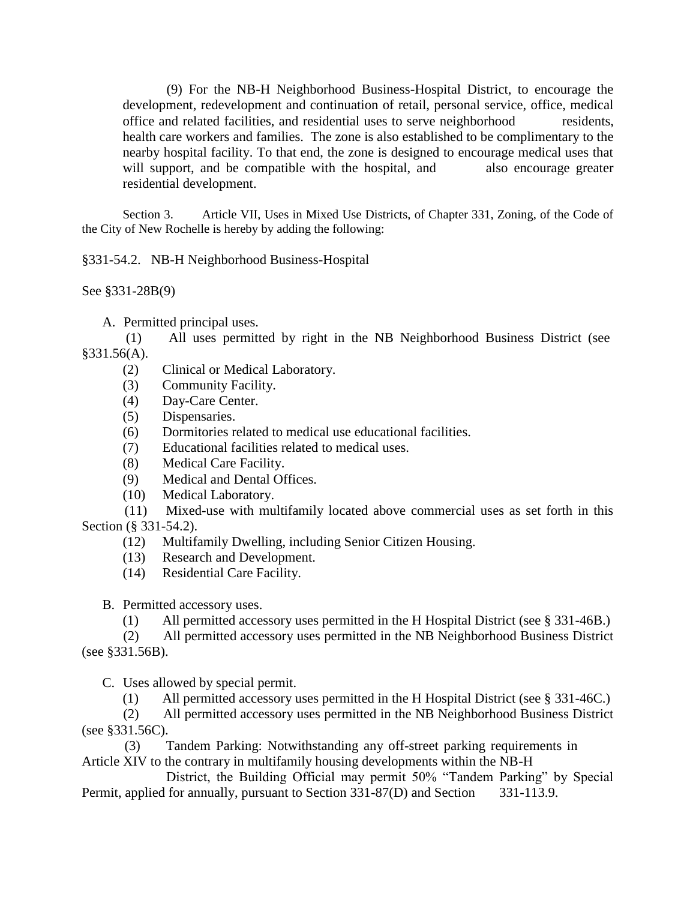(9) For the NB-H Neighborhood Business-Hospital District, to encourage the development, redevelopment and continuation of retail, personal service, office, medical office and related facilities, and residential uses to serve neighborhood residents, health care workers and families. The zone is also established to be complimentary to the nearby hospital facility. To that end, the zone is designed to encourage medical uses that will support, and be compatible with the hospital, and also encourage greater residential development.

Section 3. Article VII, Uses in Mixed Use Districts, of Chapter 331, Zoning, of the Code of the City of New Rochelle is hereby by adding the following:

§331-54.2. NB-H Neighborhood Business-Hospital

See §331-28B(9)

A. Permitted principal uses.

(1) All uses permitted by right in the NB Neighborhood Business District (see §331.56(A).

(2) Clinical or Medical Laboratory.

(3) Community Facility.

(4) Day-Care Center.

(5) Dispensaries.

(6) Dormitories related to medical use educational facilities.

(7) Educational facilities related to medical uses.

(8) Medical Care Facility.

(9) Medical and Dental Offices.

(10) Medical Laboratory.

(11) Mixed-use with multifamily located above commercial uses as set forth in this Section (§ 331-54.2).

(12) Multifamily Dwelling, including Senior Citizen Housing.

(13) Research and Development.

(14) Residential Care Facility.

B. Permitted accessory uses.

(1) All permitted accessory uses permitted in the H Hospital District (see § 331-46B.)

(2) All permitted accessory uses permitted in the NB Neighborhood Business District (see §331.56B).

C. Uses allowed by special permit.

(1) All permitted accessory uses permitted in the H Hospital District (see § 331-46C.)

(2) All permitted accessory uses permitted in the NB Neighborhood Business District (see §331.56C).

(3) Tandem Parking: Notwithstanding any off-street parking requirements in Article XIV to the contrary in multifamily housing developments within the NB-H District, the Building Official may permit 50% "Tandem Parking" by Special Permit, applied for annually, pursuant to Section 331-87(D) and Section 331-113.9.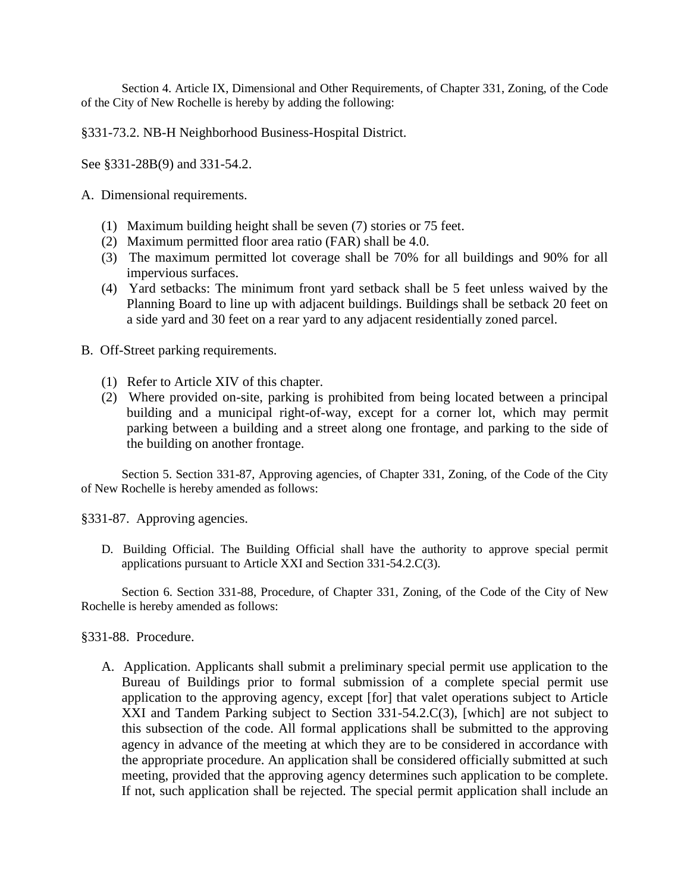Section 4. Article IX, Dimensional and Other Requirements, of Chapter 331, Zoning, of the Code of the City of New Rochelle is hereby by adding the following:

§331-73.2. NB-H Neighborhood Business-Hospital District.

See §331-28B(9) and 331-54.2.

A. Dimensional requirements.

   (1) Maximum building height shall be seven (7) stories or 75 feet.
   (2) Maximum permitted floor area ratio (FAR) shall be 4.0.
   (3) The maximum permitted lot coverage shall be 70% for all buildings and 90% for all impervious surfaces.
   (4) Yard setbacks: The minimum front yard setback shall be 5 feet unless waived by the Planning Board to line up with adjacent buildings. Buildings shall be setback 20 feet on a side yard and 30 feet on a rear yard to any adjacent residentially zoned parcel.

B. Off-Street parking requirements.

   (1) Refer to Article XIV of this chapter.
   (2) Where provided on-site, parking is prohibited from being located between a principal building and a municipal right-of-way, except for a corner lot, which may permit parking between a building and a street along one frontage, and parking to the side of the building on another frontage.

Section 5. Section 331-87, Approving agencies, of Chapter 331, Zoning, of the Code of the City of New Rochelle is hereby amended as follows:

§331-87. Approving agencies.

D. Building Official. The Building Official shall have the authority to approve special permit applications pursuant to Article XXI and Section 331-54.2.C(3).

Section 6. Section 331-88, Procedure, of Chapter 331, Zoning, of the Code of the City of New Rochelle is hereby amended as follows:

§331-88. Procedure.

A. Application. Applicants shall submit a preliminary special permit use application to the Bureau of Buildings prior to formal submission of a complete special permit use application to the approving agency, except [for] that valet operations subject to Article XXI and Tandem Parking subject to Section 331-54.2.C(3), [which] are not subject to this subsection of the code. All formal applications shall be submitted to the approving agency in advance of the meeting at which they are to be considered in accordance with the appropriate procedure. An application shall be considered officially submitted at such meeting, provided that the approving agency determines such application to be complete. If not, such application shall be rejected. The special permit application shall include an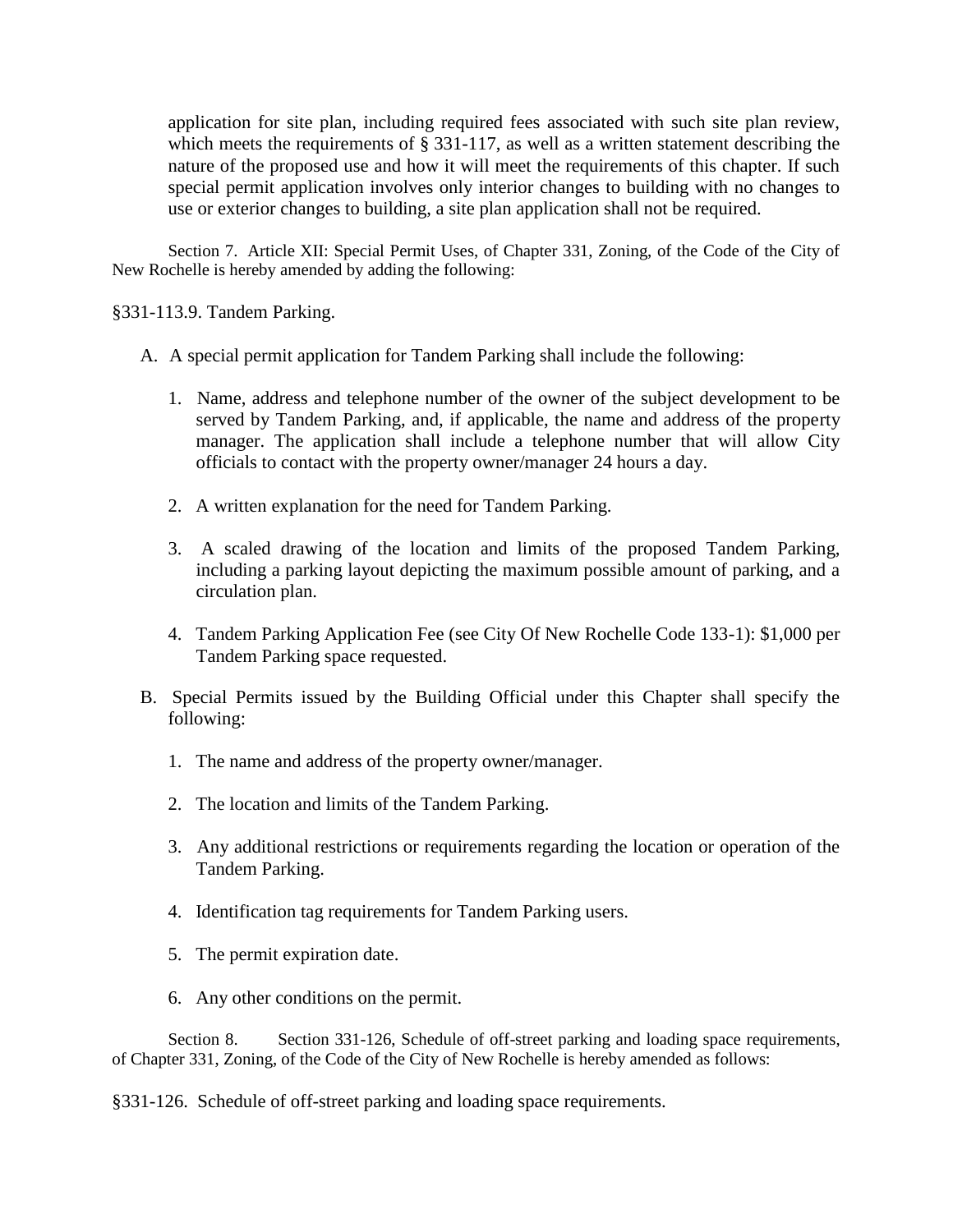application for site plan, including required fees associated with such site plan review, which meets the requirements of § 331-117, as well as a written statement describing the nature of the proposed use and how it will meet the requirements of this chapter. If such special permit application involves only interior changes to building with no changes to use or exterior changes to building, a site plan application shall not be required.

Section 7. Article XII: Special Permit Uses, of Chapter 331, Zoning, of the Code of the City of New Rochelle is hereby amended by adding the following:

§331-113.9. Tandem Parking.

A. A special permit application for Tandem Parking shall include the following:

1. Name, address and telephone number of the owner of the subject development to be served by Tandem Parking, and, if applicable, the name and address of the property manager. The application shall include a telephone number that will allow City officials to contact with the property owner/manager 24 hours a day.

2. A written explanation for the need for Tandem Parking.

3. A scaled drawing of the location and limits of the proposed Tandem Parking, including a parking layout depicting the maximum possible amount of parking, and a circulation plan.

4. Tandem Parking Application Fee (see City Of New Rochelle Code 133-1): $1,000 per Tandem Parking space requested.

B. Special Permits issued by the Building Official under this Chapter shall specify the following:

1. The name and address of the property owner/manager.

2. The location and limits of the Tandem Parking.

3. Any additional restrictions or requirements regarding the location or operation of the Tandem Parking.

4. Identification tag requirements for Tandem Parking users.

5. The permit expiration date.

6. Any other conditions on the permit.

Section 8. Section 331-126, Schedule of off-street parking and loading space requirements, of Chapter 331, Zoning, of the Code of the City of New Rochelle is hereby amended as follows:

§331-126. Schedule of off-street parking and loading space requirements.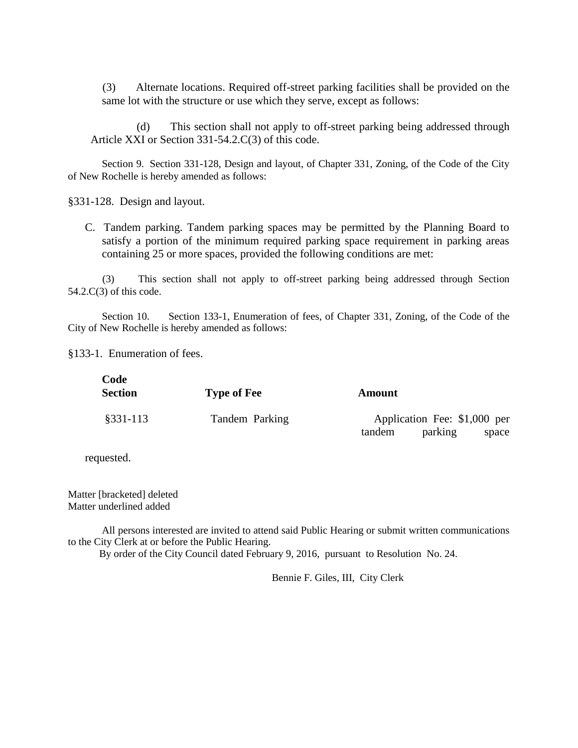(3) Alternate locations. Required off-street parking facilities shall be provided on the same lot with the structure or use which they serve, except as follows:

(d) This section shall not apply to off-street parking being addressed through Article XXI or Section 331-54.2.C(3) of this code.

Section 9. Section 331-128, Design and layout, of Chapter 331, Zoning, of the Code of the City of New Rochelle is hereby amended as follows:

§331-128. Design and layout.

C. Tandem parking. Tandem parking spaces may be permitted by the Planning Board to satisfy a portion of the minimum required parking space requirement in parking areas containing 25 or more spaces, provided the following conditions are met:

(3) This section shall not apply to off-street parking being addressed through Section 54.2.C(3) of this code.

Section 10. Section 133-1, Enumeration of fees, of Chapter 331, Zoning, of the Code of the City of New Rochelle is hereby amended as follows:

§133-1. Enumeration of fees.

| **Code Section** | **Type of Fee** | **Amount** |
|---|---|---|
| §331-113 | Tandem Parking | Application Fee: $1,000 per tandem parking space requested. |

Matter [bracketed] deleted
Matter underlined added

All persons interested are invited to attend said Public Hearing or submit written communications to the City Clerk at or before the Public Hearing.

By order of the City Council dated February 9, 2016, pursuant to Resolution No. 24.

Bennie F. Giles, III, City Clerk